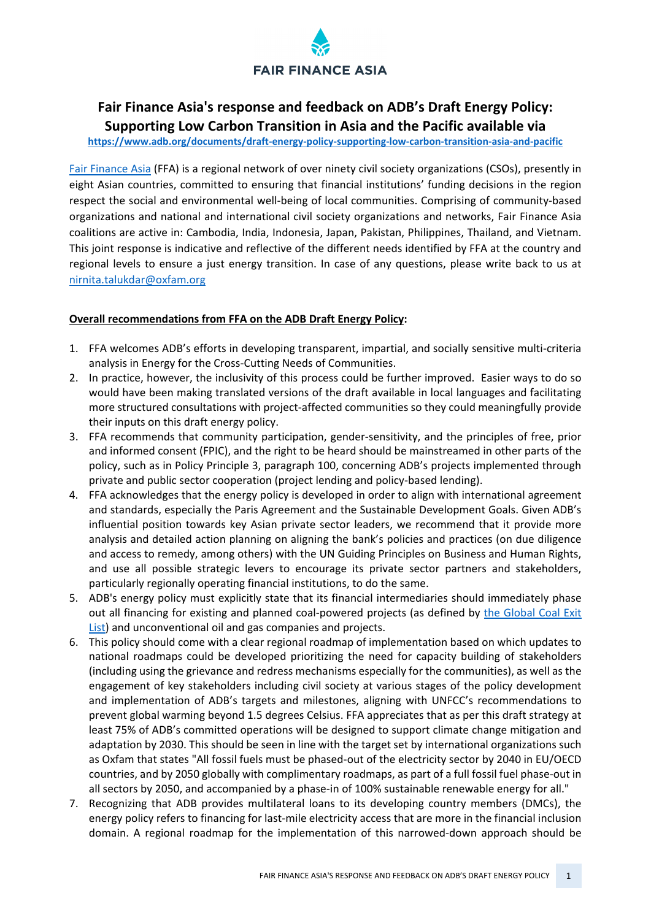FAIR FINANCE ASIA

# Fair Finance Asia's response and feedback on ADB's Draft Energy Policy: Supporting Low Carbon Transition in Asia and the Pacific available via

https://www.adb.org/documents/draft-energy-policy-supporting-low-carbon-transition-asia-and-pacific

Fair Finance Asia (FFA) is a regional network of over ninety civil society organizations (CSOs), presently in eight Asian countries, committed to ensuring that financial institutions' funding decisions in the region respect the social and environmental well-being of local communities. Comprising of community-based organizations and national and international civil society organizations and networks, Fair Finance Asia coalitions are active in: Cambodia, India, Indonesia, Japan, Pakistan, Philippines, Thailand, and Vietnam. This joint response is indicative and reflective of the different needs identified by FFA at the country and regional levels to ensure a just energy transition. In case of any questions, please write back to us at nirnita.talukdar@oxfam.org

**Overall recommendations from FFA on the ADB Draft Energy Policy:**

1. FFA welcomes ADB's efforts in developing transparent, impartial, and socially sensitive multi-criteria analysis in Energy for the Cross-Cutting Needs of Communities.
2. In practice, however, the inclusivity of this process could be further improved. Easier ways to do so would have been making translated versions of the draft available in local languages and facilitating more structured consultations with project-affected communities so they could meaningfully provide their inputs on this draft energy policy.
3. FFA recommends that community participation, gender-sensitivity, and the principles of free, prior and informed consent (FPIC), and the right to be heard should be mainstreamed in other parts of the policy, such as in Policy Principle 3, paragraph 100, concerning ADB's projects implemented through private and public sector cooperation (project lending and policy-based lending).
4. FFA acknowledges that the energy policy is developed in order to align with international agreement and standards, especially the Paris Agreement and the Sustainable Development Goals. Given ADB's influential position towards key Asian private sector leaders, we recommend that it provide more analysis and detailed action planning on aligning the bank's policies and practices (on due diligence and access to remedy, among others) with the UN Guiding Principles on Business and Human Rights, and use all possible strategic levers to encourage its private sector partners and stakeholders, particularly regionally operating financial institutions, to do the same.
5. ADB's energy policy must explicitly state that its financial intermediaries should immediately phase out all financing for existing and planned coal-powered projects (as defined by the Global Coal Exit List) and unconventional oil and gas companies and projects.
6. This policy should come with a clear regional roadmap of implementation based on which updates to national roadmaps could be developed prioritizing the need for capacity building of stakeholders (including using the grievance and redress mechanisms especially for the communities), as well as the engagement of key stakeholders including civil society at various stages of the policy development and implementation of ADB's targets and milestones, aligning with UNFCC's recommendations to prevent global warming beyond 1.5 degrees Celsius. FFA appreciates that as per this draft strategy at least 75% of ADB's committed operations will be designed to support climate change mitigation and adaptation by 2030. This should be seen in line with the target set by international organizations such as Oxfam that states "All fossil fuels must be phased-out of the electricity sector by 2040 in EU/OECD countries, and by 2050 globally with complimentary roadmaps, as part of a full fossil fuel phase-out in all sectors by 2050, and accompanied by a phase-in of 100% sustainable renewable energy for all."
7. Recognizing that ADB provides multilateral loans to its developing country members (DMCs), the energy policy refers to financing for last-mile electricity access that are more in the financial inclusion domain. A regional roadmap for the implementation of this narrowed-down approach should be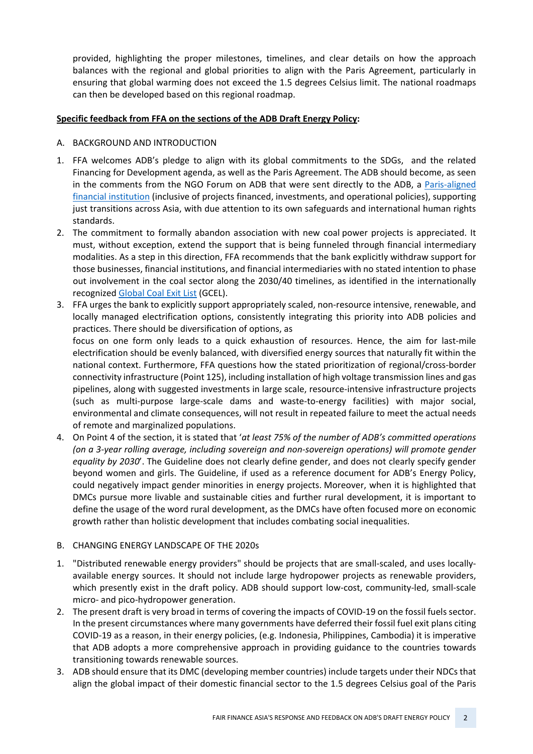provided, highlighting the proper milestones, timelines, and clear details on how the approach balances with the regional and global priorities to align with the Paris Agreement, particularly in ensuring that global warming does not exceed the 1.5 degrees Celsius limit. The national roadmaps can then be developed based on this regional roadmap.

**Specific feedback from FFA on the sections of the ADB Draft Energy Policy:**

A. BACKGROUND AND INTRODUCTION

1. FFA welcomes ADB's pledge to align with its global commitments to the SDGs, and the related Financing for Development agenda, as well as the Paris Agreement. The ADB should become, as seen in the comments from the NGO Forum on ADB that were sent directly to the ADB, a Paris-aligned financial institution (inclusive of projects financed, investments, and operational policies), supporting just transitions across Asia, with due attention to its own safeguards and international human rights standards.
2. The commitment to formally abandon association with new coal power projects is appreciated. It must, without exception, extend the support that is being funneled through financial intermediary modalities. As a step in this direction, FFA recommends that the bank explicitly withdraw support for those businesses, financial institutions, and financial intermediaries with no stated intention to phase out involvement in the coal sector along the 2030/40 timelines, as identified in the internationally recognized Global Coal Exit List (GCEL).
3. FFA urges the bank to explicitly support appropriately scaled, non-resource intensive, renewable, and locally managed electrification options, consistently integrating this priority into ADB policies and practices. There should be diversification of options, as focus on one form only leads to a quick exhaustion of resources. Hence, the aim for last-mile electrification should be evenly balanced, with diversified energy sources that naturally fit within the national context. Furthermore, FFA questions how the stated prioritization of regional/cross-border connectivity infrastructure (Point 125), including installation of high voltage transmission lines and gas pipelines, along with suggested investments in large scale, resource-intensive infrastructure projects (such as multi-purpose large-scale dams and waste-to-energy facilities) with major social, environmental and climate consequences, will not result in repeated failure to meet the actual needs of remote and marginalized populations.
4. On Point 4 of the section, it is stated that '*at least 75% of the number of ADB's committed operations (on a 3-year rolling average, including sovereign and non-sovereign operations) will promote gender equality by 2030*'. The Guideline does not clearly define gender, and does not clearly specify gender beyond women and girls. The Guideline, if used as a reference document for ADB's Energy Policy, could negatively impact gender minorities in energy projects. Moreover, when it is highlighted that DMCs pursue more livable and sustainable cities and further rural development, it is important to define the usage of the word rural development, as the DMCs have often focused more on economic growth rather than holistic development that includes combating social inequalities.

B. CHANGING ENERGY LANDSCAPE OF THE 2020s

1. "Distributed renewable energy providers" should be projects that are small-scaled, and uses locally-available energy sources. It should not include large hydropower projects as renewable providers, which presently exist in the draft policy. ADB should support low-cost, community-led, small-scale micro- and pico-hydropower generation.
2. The present draft is very broad in terms of covering the impacts of COVID-19 on the fossil fuels sector. In the present circumstances where many governments have deferred their fossil fuel exit plans citing COVID-19 as a reason, in their energy policies, (e.g. Indonesia, Philippines, Cambodia) it is imperative that ADB adopts a more comprehensive approach in providing guidance to the countries towards transitioning towards renewable sources.
3. ADB should ensure that its DMC (developing member countries) include targets under their NDCs that align the global impact of their domestic financial sector to the 1.5 degrees Celsius goal of the Paris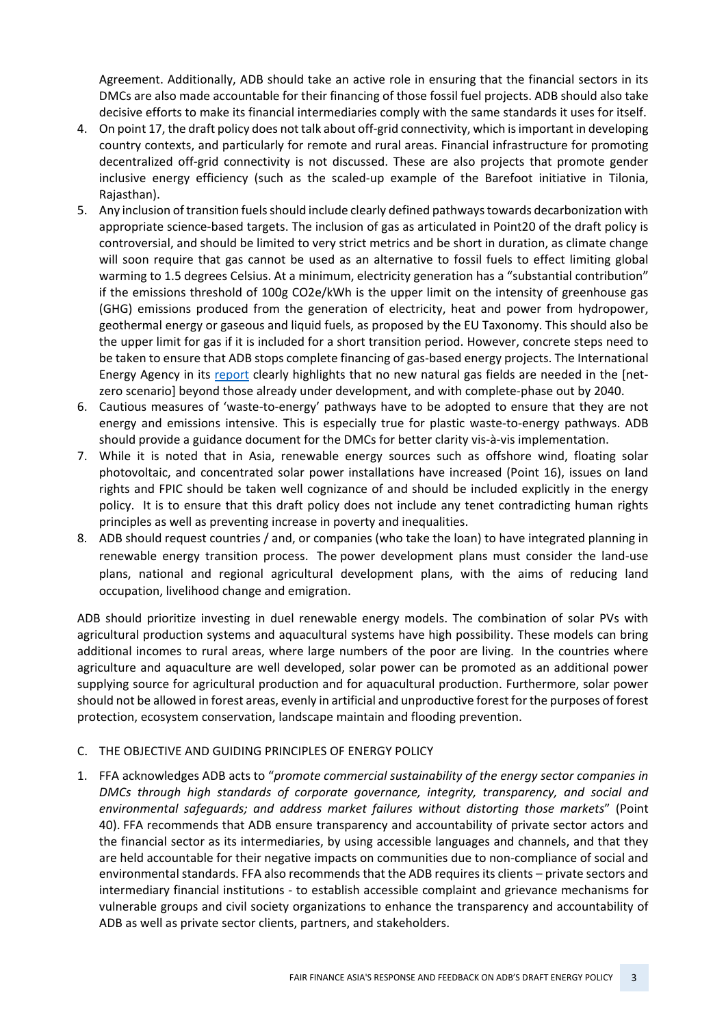Agreement. Additionally, ADB should take an active role in ensuring that the financial sectors in its DMCs are also made accountable for their financing of those fossil fuel projects. ADB should also take decisive efforts to make its financial intermediaries comply with the same standards it uses for itself.

4. On point 17, the draft policy does not talk about off-grid connectivity, which is important in developing country contexts, and particularly for remote and rural areas. Financial infrastructure for promoting decentralized off-grid connectivity is not discussed. These are also projects that promote gender inclusive energy efficiency (such as the scaled-up example of the Barefoot initiative in Tilonia, Rajasthan).
5. Any inclusion of transition fuels should include clearly defined pathways towards decarbonization with appropriate science-based targets. The inclusion of gas as articulated in Point20 of the draft policy is controversial, and should be limited to very strict metrics and be short in duration, as climate change will soon require that gas cannot be used as an alternative to fossil fuels to effect limiting global warming to 1.5 degrees Celsius. At a minimum, electricity generation has a "substantial contribution" if the emissions threshold of 100g CO2e/kWh is the upper limit on the intensity of greenhouse gas (GHG) emissions produced from the generation of electricity, heat and power from hydropower, geothermal energy or gaseous and liquid fuels, as proposed by the EU Taxonomy. This should also be the upper limit for gas if it is included for a short transition period. However, concrete steps need to be taken to ensure that ADB stops complete financing of gas-based energy projects. The International Energy Agency in its report clearly highlights that no new natural gas fields are needed in the [net-zero scenario] beyond those already under development, and with complete-phase out by 2040.
6. Cautious measures of 'waste-to-energy' pathways have to be adopted to ensure that they are not energy and emissions intensive. This is especially true for plastic waste-to-energy pathways. ADB should provide a guidance document for the DMCs for better clarity vis-à-vis implementation.
7. While it is noted that in Asia, renewable energy sources such as offshore wind, floating solar photovoltaic, and concentrated solar power installations have increased (Point 16), issues on land rights and FPIC should be taken well cognizance of and should be included explicitly in the energy policy. It is to ensure that this draft policy does not include any tenet contradicting human rights principles as well as preventing increase in poverty and inequalities.
8. ADB should request countries / and, or companies (who take the loan) to have integrated planning in renewable energy transition process. The power development plans must consider the land-use plans, national and regional agricultural development plans, with the aims of reducing land occupation, livelihood change and emigration.

ADB should prioritize investing in duel renewable energy models. The combination of solar PVs with agricultural production systems and aquacultural systems have high possibility. These models can bring additional incomes to rural areas, where large numbers of the poor are living. In the countries where agriculture and aquaculture are well developed, solar power can be promoted as an additional power supplying source for agricultural production and for aquacultural production. Furthermore, solar power should not be allowed in forest areas, evenly in artificial and unproductive forest for the purposes of forest protection, ecosystem conservation, landscape maintain and flooding prevention.

## C. THE OBJECTIVE AND GUIDING PRINCIPLES OF ENERGY POLICY

1. FFA acknowledges ADB acts to "*promote commercial sustainability of the energy sector companies in DMCs through high standards of corporate governance, integrity, transparency, and social and environmental safeguards; and address market failures without distorting those markets*" (Point 40). FFA recommends that ADB ensure transparency and accountability of private sector actors and the financial sector as its intermediaries, by using accessible languages and channels, and that they are held accountable for their negative impacts on communities due to non-compliance of social and environmental standards. FFA also recommends that the ADB requires its clients – private sectors and intermediary financial institutions - to establish accessible complaint and grievance mechanisms for vulnerable groups and civil society organizations to enhance the transparency and accountability of ADB as well as private sector clients, partners, and stakeholders.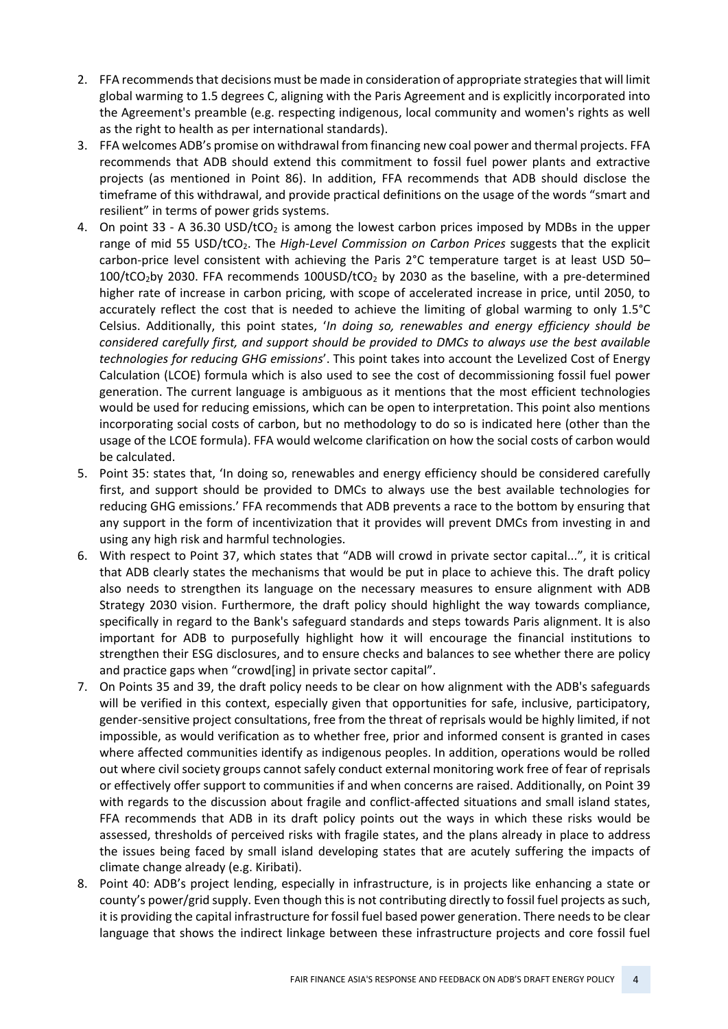2. FFA recommends that decisions must be made in consideration of appropriate strategies that will limit global warming to 1.5 degrees C, aligning with the Paris Agreement and is explicitly incorporated into the Agreement's preamble (e.g. respecting indigenous, local community and women's rights as well as the right to health as per international standards).
3. FFA welcomes ADB's promise on withdrawal from financing new coal power and thermal projects. FFA recommends that ADB should extend this commitment to fossil fuel power plants and extractive projects (as mentioned in Point 86). In addition, FFA recommends that ADB should disclose the timeframe of this withdrawal, and provide practical definitions on the usage of the words "smart and resilient" in terms of power grids systems.
4. On point 33 - A 36.30 USD/t$CO_2$ is among the lowest carbon prices imposed by MDBs in the upper range of mid 55 USD/t$CO_2$. The *High-Level Commission on Carbon Prices* suggests that the explicit carbon-price level consistent with achieving the Paris 2°C temperature target is at least USD 50–100/t$CO_2$by 2030. FFA recommends 100USD/t$CO_2$ by 2030 as the baseline, with a pre-determined higher rate of increase in carbon pricing, with scope of accelerated increase in price, until 2050, to accurately reflect the cost that is needed to achieve the limiting of global warming to only 1.5°C Celsius. Additionally, this point states, '*In doing so, renewables and energy efficiency should be considered carefully first, and support should be provided to DMCs to always use the best available technologies for reducing GHG emissions*'. This point takes into account the Levelized Cost of Energy Calculation (LCOE) formula which is also used to see the cost of decommissioning fossil fuel power generation. The current language is ambiguous as it mentions that the most efficient technologies would be used for reducing emissions, which can be open to interpretation. This point also mentions incorporating social costs of carbon, but no methodology to do so is indicated here (other than the usage of the LCOE formula). FFA would welcome clarification on how the social costs of carbon would be calculated.
5. Point 35: states that, 'In doing so, renewables and energy efficiency should be considered carefully first, and support should be provided to DMCs to always use the best available technologies for reducing GHG emissions.' FFA recommends that ADB prevents a race to the bottom by ensuring that any support in the form of incentivization that it provides will prevent DMCs from investing in and using any high risk and harmful technologies.
6. With respect to Point 37, which states that "ADB will crowd in private sector capital...", it is critical that ADB clearly states the mechanisms that would be put in place to achieve this. The draft policy also needs to strengthen its language on the necessary measures to ensure alignment with ADB Strategy 2030 vision. Furthermore, the draft policy should highlight the way towards compliance, specifically in regard to the Bank's safeguard standards and steps towards Paris alignment. It is also important for ADB to purposefully highlight how it will encourage the financial institutions to strengthen their ESG disclosures, and to ensure checks and balances to see whether there are policy and practice gaps when "crowd[ing] in private sector capital".
7. On Points 35 and 39, the draft policy needs to be clear on how alignment with the ADB's safeguards will be verified in this context, especially given that opportunities for safe, inclusive, participatory, gender-sensitive project consultations, free from the threat of reprisals would be highly limited, if not impossible, as would verification as to whether free, prior and informed consent is granted in cases where affected communities identify as indigenous peoples. In addition, operations would be rolled out where civil society groups cannot safely conduct external monitoring work free of fear of reprisals or effectively offer support to communities if and when concerns are raised. Additionally, on Point 39 with regards to the discussion about fragile and conflict-affected situations and small island states, FFA recommends that ADB in its draft policy points out the ways in which these risks would be assessed, thresholds of perceived risks with fragile states, and the plans already in place to address the issues being faced by small island developing states that are acutely suffering the impacts of climate change already (e.g. Kiribati).
8. Point 40: ADB's project lending, especially in infrastructure, is in projects like enhancing a state or county's power/grid supply. Even though this is not contributing directly to fossil fuel projects as such, it is providing the capital infrastructure for fossil fuel based power generation. There needs to be clear language that shows the indirect linkage between these infrastructure projects and core fossil fuel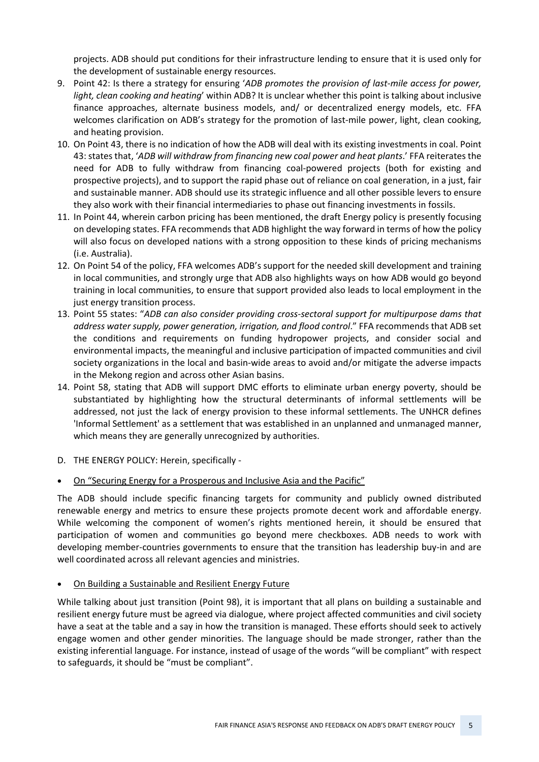projects. ADB should put conditions for their infrastructure lending to ensure that it is used only for the development of sustainable energy resources.

9. Point 42: Is there a strategy for ensuring '*ADB promotes the provision of last-mile access for power, light, clean cooking and heating*' within ADB? It is unclear whether this point is talking about inclusive finance approaches, alternate business models, and/ or decentralized energy models, etc. FFA welcomes clarification on ADB's strategy for the promotion of last-mile power, light, clean cooking, and heating provision.
10. On Point 43, there is no indication of how the ADB will deal with its existing investments in coal. Point 43: states that, '*ADB will withdraw from financing new coal power and heat plants*.' FFA reiterates the need for ADB to fully withdraw from financing coal-powered projects (both for existing and prospective projects), and to support the rapid phase out of reliance on coal generation, in a just, fair and sustainable manner. ADB should use its strategic influence and all other possible levers to ensure they also work with their financial intermediaries to phase out financing investments in fossils.
11. In Point 44, wherein carbon pricing has been mentioned, the draft Energy policy is presently focusing on developing states. FFA recommends that ADB highlight the way forward in terms of how the policy will also focus on developed nations with a strong opposition to these kinds of pricing mechanisms (i.e. Australia).
12. On Point 54 of the policy, FFA welcomes ADB's support for the needed skill development and training in local communities, and strongly urge that ADB also highlights ways on how ADB would go beyond training in local communities, to ensure that support provided also leads to local employment in the just energy transition process.
13. Point 55 states: "*ADB can also consider providing cross-sectoral support for multipurpose dams that address water supply, power generation, irrigation, and flood control*." FFA recommends that ADB set the conditions and requirements on funding hydropower projects, and consider social and environmental impacts, the meaningful and inclusive participation of impacted communities and civil society organizations in the local and basin-wide areas to avoid and/or mitigate the adverse impacts in the Mekong region and across other Asian basins.
14. Point 58, stating that ADB will support DMC efforts to eliminate urban energy poverty, should be substantiated by highlighting how the structural determinants of informal settlements will be addressed, not just the lack of energy provision to these informal settlements. The UNHCR defines 'Informal Settlement' as a settlement that was established in an unplanned and unmanaged manner, which means they are generally unrecognized by authorities.

D. THE ENERGY POLICY: Herein, specifically -

- <u>On "Securing Energy for a Prosperous and Inclusive Asia and the Pacific"</u>

The ADB should include specific financing targets for community and publicly owned distributed renewable energy and metrics to ensure these projects promote decent work and affordable energy. While welcoming the component of women's rights mentioned herein, it should be ensured that participation of women and communities go beyond mere checkboxes. ADB needs to work with developing member-countries governments to ensure that the transition has leadership buy-in and are well coordinated across all relevant agencies and ministries.

- <u>On Building a Sustainable and Resilient Energy Future</u>

While talking about just transition (Point 98), it is important that all plans on building a sustainable and resilient energy future must be agreed via dialogue, where project affected communities and civil society have a seat at the table and a say in how the transition is managed. These efforts should seek to actively engage women and other gender minorities. The language should be made stronger, rather than the existing inferential language. For instance, instead of usage of the words "will be compliant" with respect to safeguards, it should be "must be compliant".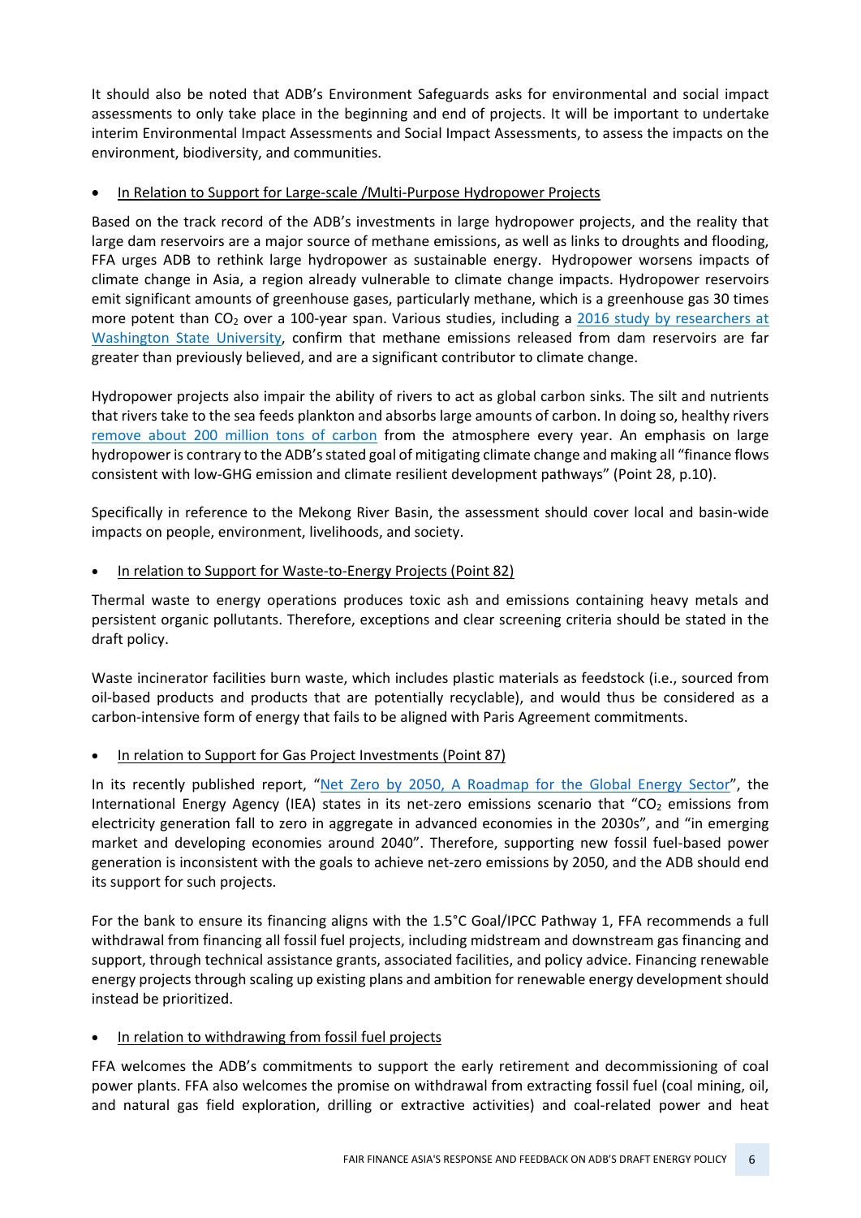It should also be noted that ADB's Environment Safeguards asks for environmental and social impact assessments to only take place in the beginning and end of projects. It will be important to undertake interim Environmental Impact Assessments and Social Impact Assessments, to assess the impacts on the environment, biodiversity, and communities.

- In Relation to Support for Large-scale /Multi-Purpose Hydropower Projects

Based on the track record of the ADB's investments in large hydropower projects, and the reality that large dam reservoirs are a major source of methane emissions, as well as links to droughts and flooding, FFA urges ADB to rethink large hydropower as sustainable energy. Hydropower worsens impacts of climate change in Asia, a region already vulnerable to climate change impacts. Hydropower reservoirs emit significant amounts of greenhouse gases, particularly methane, which is a greenhouse gas 30 times more potent than $CO_2$ over a 100-year span. Various studies, including a 2016 study by researchers at Washington State University, confirm that methane emissions released from dam reservoirs are far greater than previously believed, and are a significant contributor to climate change.

Hydropower projects also impair the ability of rivers to act as global carbon sinks. The silt and nutrients that rivers take to the sea feeds plankton and absorbs large amounts of carbon. In doing so, healthy rivers remove about 200 million tons of carbon from the atmosphere every year. An emphasis on large hydropower is contrary to the ADB's stated goal of mitigating climate change and making all "finance flows consistent with low-GHG emission and climate resilient development pathways" (Point 28, p.10).

Specifically in reference to the Mekong River Basin, the assessment should cover local and basin-wide impacts on people, environment, livelihoods, and society.

- In relation to Support for Waste-to-Energy Projects (Point 82)

Thermal waste to energy operations produces toxic ash and emissions containing heavy metals and persistent organic pollutants. Therefore, exceptions and clear screening criteria should be stated in the draft policy.

Waste incinerator facilities burn waste, which includes plastic materials as feedstock (i.e., sourced from oil-based products and products that are potentially recyclable), and would thus be considered as a carbon-intensive form of energy that fails to be aligned with Paris Agreement commitments.

- In relation to Support for Gas Project Investments (Point 87)

In its recently published report, "Net Zero by 2050, A Roadmap for the Global Energy Sector", the International Energy Agency (IEA) states in its net-zero emissions scenario that "$CO_2$ emissions from electricity generation fall to zero in aggregate in advanced economies in the 2030s", and "in emerging market and developing economies around 2040". Therefore, supporting new fossil fuel-based power generation is inconsistent with the goals to achieve net-zero emissions by 2050, and the ADB should end its support for such projects.

For the bank to ensure its financing aligns with the 1.5°C Goal/IPCC Pathway 1, FFA recommends a full withdrawal from financing all fossil fuel projects, including midstream and downstream gas financing and support, through technical assistance grants, associated facilities, and policy advice. Financing renewable energy projects through scaling up existing plans and ambition for renewable energy development should instead be prioritized.

- In relation to withdrawing from fossil fuel projects

FFA welcomes the ADB's commitments to support the early retirement and decommissioning of coal power plants. FFA also welcomes the promise on withdrawal from extracting fossil fuel (coal mining, oil, and natural gas field exploration, drilling or extractive activities) and coal-related power and heat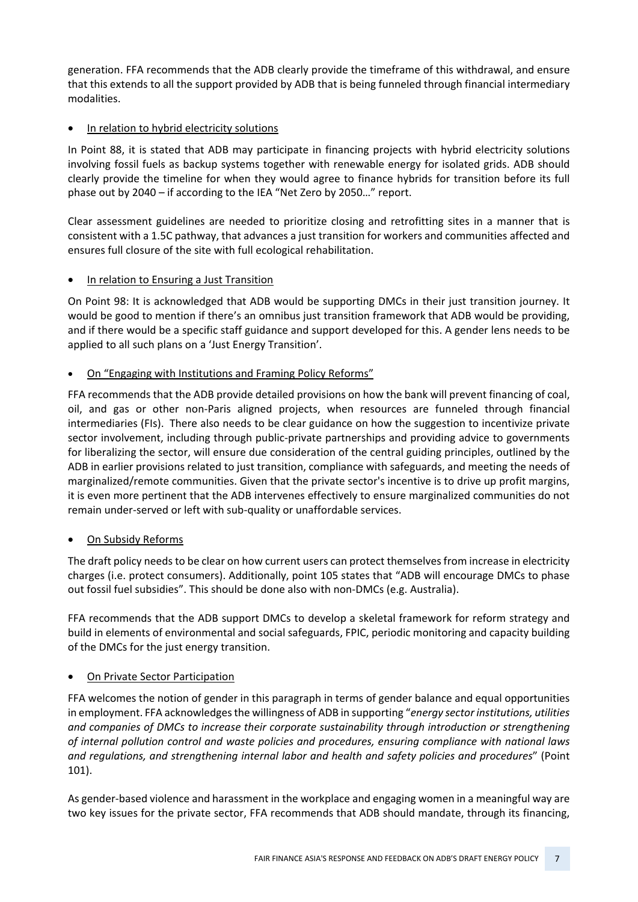generation. FFA recommends that the ADB clearly provide the timeframe of this withdrawal, and ensure that this extends to all the support provided by ADB that is being funneled through financial intermediary modalities.

- In relation to hybrid electricity solutions

In Point 88, it is stated that ADB may participate in financing projects with hybrid electricity solutions involving fossil fuels as backup systems together with renewable energy for isolated grids. ADB should clearly provide the timeline for when they would agree to finance hybrids for transition before its full phase out by 2040 – if according to the IEA "Net Zero by 2050…" report.

Clear assessment guidelines are needed to prioritize closing and retrofitting sites in a manner that is consistent with a 1.5C pathway, that advances a just transition for workers and communities affected and ensures full closure of the site with full ecological rehabilitation.

- In relation to Ensuring a Just Transition

On Point 98: It is acknowledged that ADB would be supporting DMCs in their just transition journey. It would be good to mention if there's an omnibus just transition framework that ADB would be providing, and if there would be a specific staff guidance and support developed for this. A gender lens needs to be applied to all such plans on a 'Just Energy Transition'.

- On "Engaging with Institutions and Framing Policy Reforms"

FFA recommends that the ADB provide detailed provisions on how the bank will prevent financing of coal, oil, and gas or other non-Paris aligned projects, when resources are funneled through financial intermediaries (FIs). There also needs to be clear guidance on how the suggestion to incentivize private sector involvement, including through public-private partnerships and providing advice to governments for liberalizing the sector, will ensure due consideration of the central guiding principles, outlined by the ADB in earlier provisions related to just transition, compliance with safeguards, and meeting the needs of marginalized/remote communities. Given that the private sector's incentive is to drive up profit margins, it is even more pertinent that the ADB intervenes effectively to ensure marginalized communities do not remain under-served or left with sub-quality or unaffordable services.

- On Subsidy Reforms

The draft policy needs to be clear on how current users can protect themselves from increase in electricity charges (i.e. protect consumers). Additionally, point 105 states that "ADB will encourage DMCs to phase out fossil fuel subsidies". This should be done also with non-DMCs (e.g. Australia).

FFA recommends that the ADB support DMCs to develop a skeletal framework for reform strategy and build in elements of environmental and social safeguards, FPIC, periodic monitoring and capacity building of the DMCs for the just energy transition.

- On Private Sector Participation

FFA welcomes the notion of gender in this paragraph in terms of gender balance and equal opportunities in employment. FFA acknowledges the willingness of ADB in supporting "*energy sector institutions, utilities and companies of DMCs to increase their corporate sustainability through introduction or strengthening of internal pollution control and waste policies and procedures, ensuring compliance with national laws and regulations, and strengthening internal labor and health and safety policies and procedures*" (Point 101).

As gender-based violence and harassment in the workplace and engaging women in a meaningful way are two key issues for the private sector, FFA recommends that ADB should mandate, through its financing,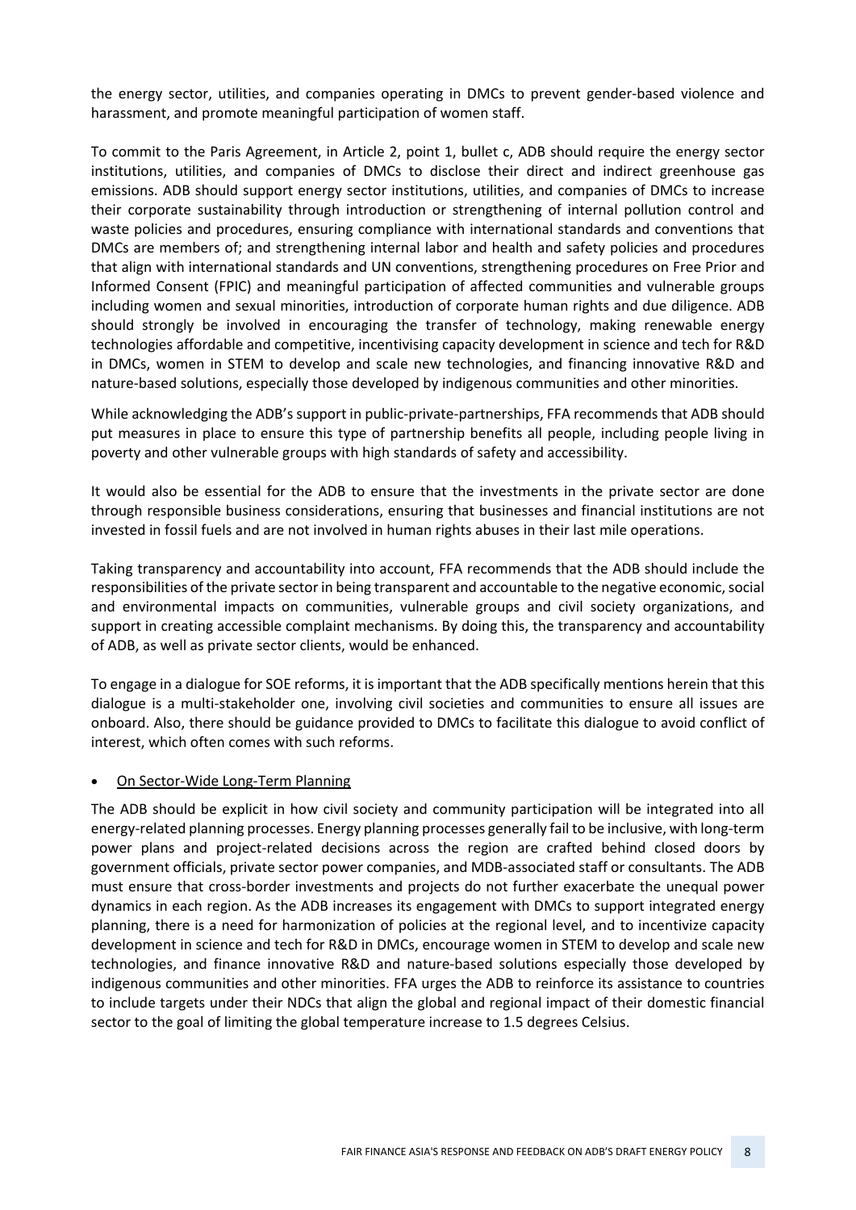the energy sector, utilities, and companies operating in DMCs to prevent gender-based violence and harassment, and promote meaningful participation of women staff.

To commit to the Paris Agreement, in Article 2, point 1, bullet c, ADB should require the energy sector institutions, utilities, and companies of DMCs to disclose their direct and indirect greenhouse gas emissions. ADB should support energy sector institutions, utilities, and companies of DMCs to increase their corporate sustainability through introduction or strengthening of internal pollution control and waste policies and procedures, ensuring compliance with international standards and conventions that DMCs are members of; and strengthening internal labor and health and safety policies and procedures that align with international standards and UN conventions, strengthening procedures on Free Prior and Informed Consent (FPIC) and meaningful participation of affected communities and vulnerable groups including women and sexual minorities, introduction of corporate human rights and due diligence. ADB should strongly be involved in encouraging the transfer of technology, making renewable energy technologies affordable and competitive, incentivising capacity development in science and tech for R&D in DMCs, women in STEM to develop and scale new technologies, and financing innovative R&D and nature-based solutions, especially those developed by indigenous communities and other minorities.

While acknowledging the ADB's support in public-private-partnerships, FFA recommends that ADB should put measures in place to ensure this type of partnership benefits all people, including people living in poverty and other vulnerable groups with high standards of safety and accessibility.

It would also be essential for the ADB to ensure that the investments in the private sector are done through responsible business considerations, ensuring that businesses and financial institutions are not invested in fossil fuels and are not involved in human rights abuses in their last mile operations.

Taking transparency and accountability into account, FFA recommends that the ADB should include the responsibilities of the private sector in being transparent and accountable to the negative economic, social and environmental impacts on communities, vulnerable groups and civil society organizations, and support in creating accessible complaint mechanisms. By doing this, the transparency and accountability of ADB, as well as private sector clients, would be enhanced.

To engage in a dialogue for SOE reforms, it is important that the ADB specifically mentions herein that this dialogue is a multi-stakeholder one, involving civil societies and communities to ensure all issues are onboard. Also, there should be guidance provided to DMCs to facilitate this dialogue to avoid conflict of interest, which often comes with such reforms.

- <u>On Sector-Wide Long-Term Planning</u>

The ADB should be explicit in how civil society and community participation will be integrated into all energy-related planning processes. Energy planning processes generally fail to be inclusive, with long-term power plans and project-related decisions across the region are crafted behind closed doors by government officials, private sector power companies, and MDB-associated staff or consultants. The ADB must ensure that cross-border investments and projects do not further exacerbate the unequal power dynamics in each region. As the ADB increases its engagement with DMCs to support integrated energy planning, there is a need for harmonization of policies at the regional level, and to incentivize capacity development in science and tech for R&D in DMCs, encourage women in STEM to develop and scale new technologies, and finance innovative R&D and nature-based solutions especially those developed by indigenous communities and other minorities. FFA urges the ADB to reinforce its assistance to countries to include targets under their NDCs that align the global and regional impact of their domestic financial sector to the goal of limiting the global temperature increase to 1.5 degrees Celsius.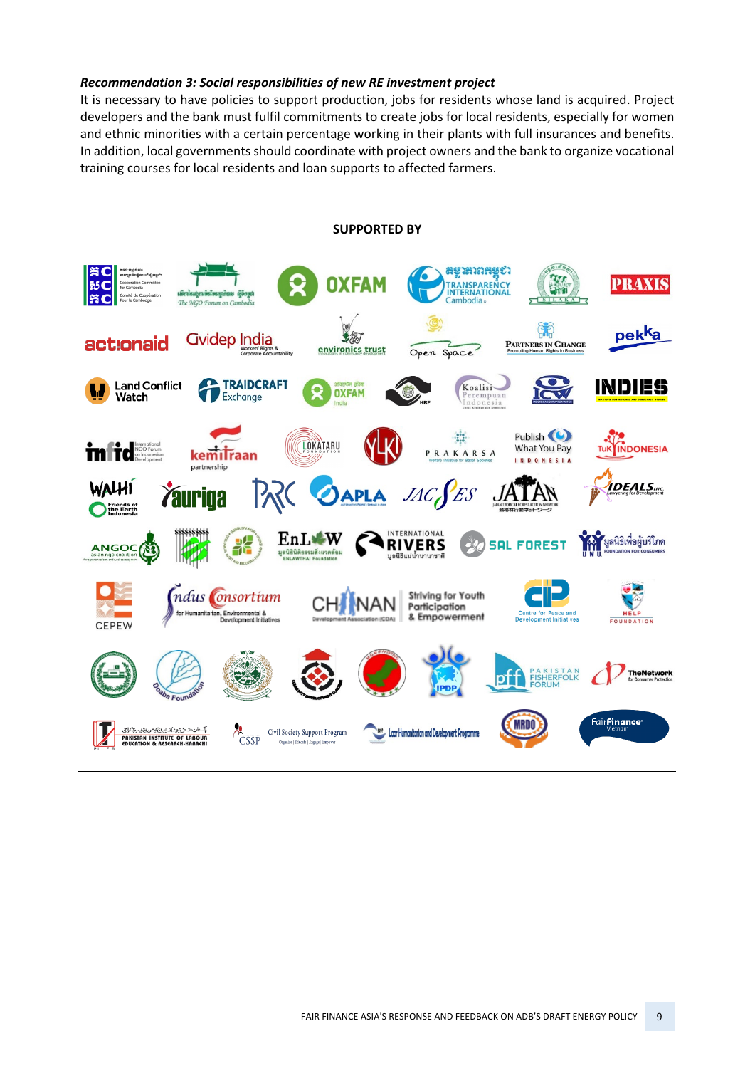***Recommendation 3: Social responsibilities of new RE investment project***

It is necessary to have policies to support production, jobs for residents whose land is acquired. Project developers and the bank must fulfil commitments to create jobs for local residents, especially for women and ethnic minorities with a certain percentage working in their plants with full insurances and benefits. In addition, local governments should coordinate with project owners and the bank to organize vocational training courses for local residents and loan supports to affected farmers.

**SUPPORTED BY**